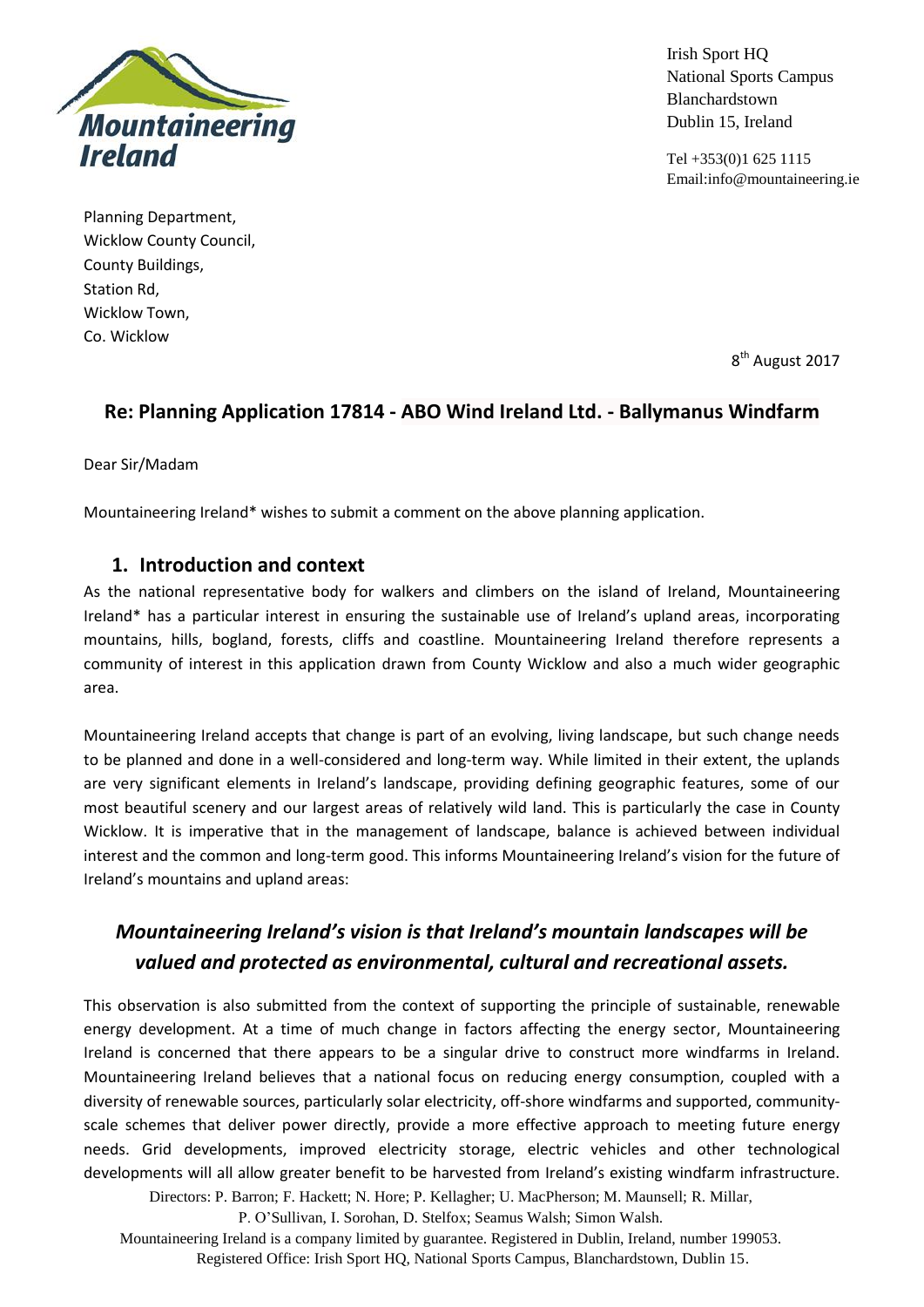Mountaineering Ireland

Irish Sport HQ
National Sports Campus
Blanchardstown
Dublin 15, Ireland

Tel +353(0)1 625 1115
Email:info@mountaineering.ie

Planning Department,
Wicklow County Council,
County Buildings,
Station Rd,
Wicklow Town,
Co. Wicklow

8th August 2017

## Re: Planning Application 17814 - ABO Wind Ireland Ltd. - Ballymanus Windfarm

Dear Sir/Madam

Mountaineering Ireland* wishes to submit a comment on the above planning application.

### 1. Introduction and context

As the national representative body for walkers and climbers on the island of Ireland, Mountaineering Ireland* has a particular interest in ensuring the sustainable use of Ireland's upland areas, incorporating mountains, hills, bogland, forests, cliffs and coastline. Mountaineering Ireland therefore represents a community of interest in this application drawn from County Wicklow and also a much wider geographic area.

Mountaineering Ireland accepts that change is part of an evolving, living landscape, but such change needs to be planned and done in a well-considered and long-term way. While limited in their extent, the uplands are very significant elements in Ireland's landscape, providing defining geographic features, some of our most beautiful scenery and our largest areas of relatively wild land. This is particularly the case in County Wicklow. It is imperative that in the management of landscape, balance is achieved between individual interest and the common and long-term good. This informs Mountaineering Ireland's vision for the future of Ireland's mountains and upland areas:

***Mountaineering Ireland's vision is that Ireland's mountain landscapes will be valued and protected as environmental, cultural and recreational assets.***

This observation is also submitted from the context of supporting the principle of sustainable, renewable energy development. At a time of much change in factors affecting the energy sector, Mountaineering Ireland is concerned that there appears to be a singular drive to construct more windfarms in Ireland. Mountaineering Ireland believes that a national focus on reducing energy consumption, coupled with a diversity of renewable sources, particularly solar electricity, off-shore windfarms and supported, community-scale schemes that deliver power directly, provide a more effective approach to meeting future energy needs. Grid developments, improved electricity storage, electric vehicles and other technological developments will all allow greater benefit to be harvested from Ireland's existing windfarm infrastructure.

Directors: P. Barron; F. Hackett; N. Hore; P. Kellagher; U. MacPherson; M. Maunsell; R. Millar, P. O'Sullivan, I. Sorohan, D. Stelfox; Seamus Walsh; Simon Walsh.
Mountaineering Ireland is a company limited by guarantee. Registered in Dublin, Ireland, number 199053.
Registered Office: Irish Sport HQ, National Sports Campus, Blanchardstown, Dublin 15.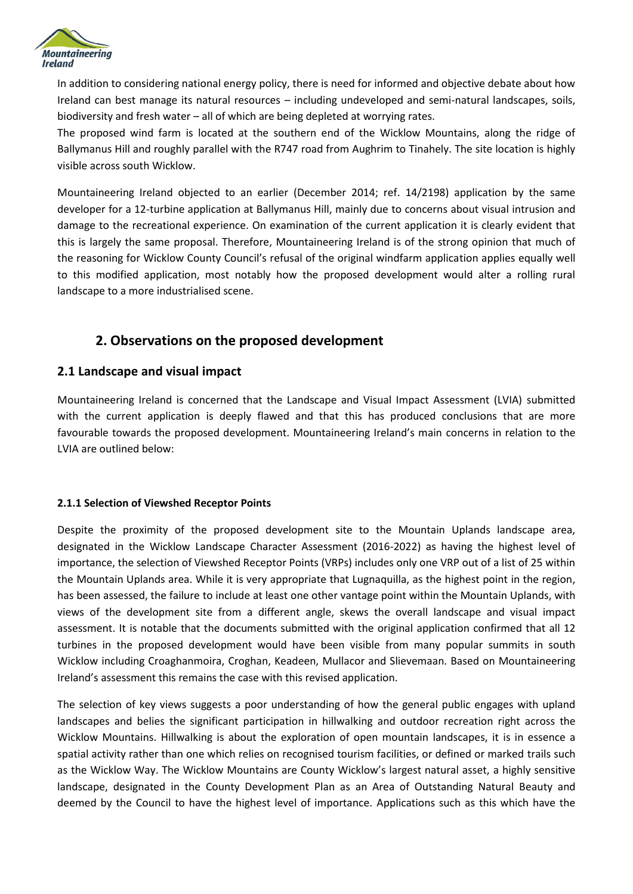In addition to considering national energy policy, there is need for informed and objective debate about how Ireland can best manage its natural resources – including undeveloped and semi-natural landscapes, soils, biodiversity and fresh water – all of which are being depleted at worrying rates.

The proposed wind farm is located at the southern end of the Wicklow Mountains, along the ridge of Ballymanus Hill and roughly parallel with the R747 road from Aughrim to Tinahely. The site location is highly visible across south Wicklow.

Mountaineering Ireland objected to an earlier (December 2014; ref. 14/2198) application by the same developer for a 12-turbine application at Ballymanus Hill, mainly due to concerns about visual intrusion and damage to the recreational experience. On examination of the current application it is clearly evident that this is largely the same proposal. Therefore, Mountaineering Ireland is of the strong opinion that much of the reasoning for Wicklow County Council's refusal of the original windfarm application applies equally well to this modified application, most notably how the proposed development would alter a rolling rural landscape to a more industrialised scene.

## 2. Observations on the proposed development

### 2.1 Landscape and visual impact

Mountaineering Ireland is concerned that the Landscape and Visual Impact Assessment (LVIA) submitted with the current application is deeply flawed and that this has produced conclusions that are more favourable towards the proposed development. Mountaineering Ireland's main concerns in relation to the LVIA are outlined below:

#### 2.1.1 Selection of Viewshed Receptor Points

Despite the proximity of the proposed development site to the Mountain Uplands landscape area, designated in the Wicklow Landscape Character Assessment (2016-2022) as having the highest level of importance, the selection of Viewshed Receptor Points (VRPs) includes only one VRP out of a list of 25 within the Mountain Uplands area. While it is very appropriate that Lugnaquilla, as the highest point in the region, has been assessed, the failure to include at least one other vantage point within the Mountain Uplands, with views of the development site from a different angle, skews the overall landscape and visual impact assessment. It is notable that the documents submitted with the original application confirmed that all 12 turbines in the proposed development would have been visible from many popular summits in south Wicklow including Croaghanmoira, Croghan, Keadeen, Mullacor and Slievemaan. Based on Mountaineering Ireland's assessment this remains the case with this revised application.

The selection of key views suggests a poor understanding of how the general public engages with upland landscapes and belies the significant participation in hillwalking and outdoor recreation right across the Wicklow Mountains. Hillwalking is about the exploration of open mountain landscapes, it is in essence a spatial activity rather than one which relies on recognised tourism facilities, or defined or marked trails such as the Wicklow Way. The Wicklow Mountains are County Wicklow's largest natural asset, a highly sensitive landscape, designated in the County Development Plan as an Area of Outstanding Natural Beauty and deemed by the Council to have the highest level of importance. Applications such as this which have the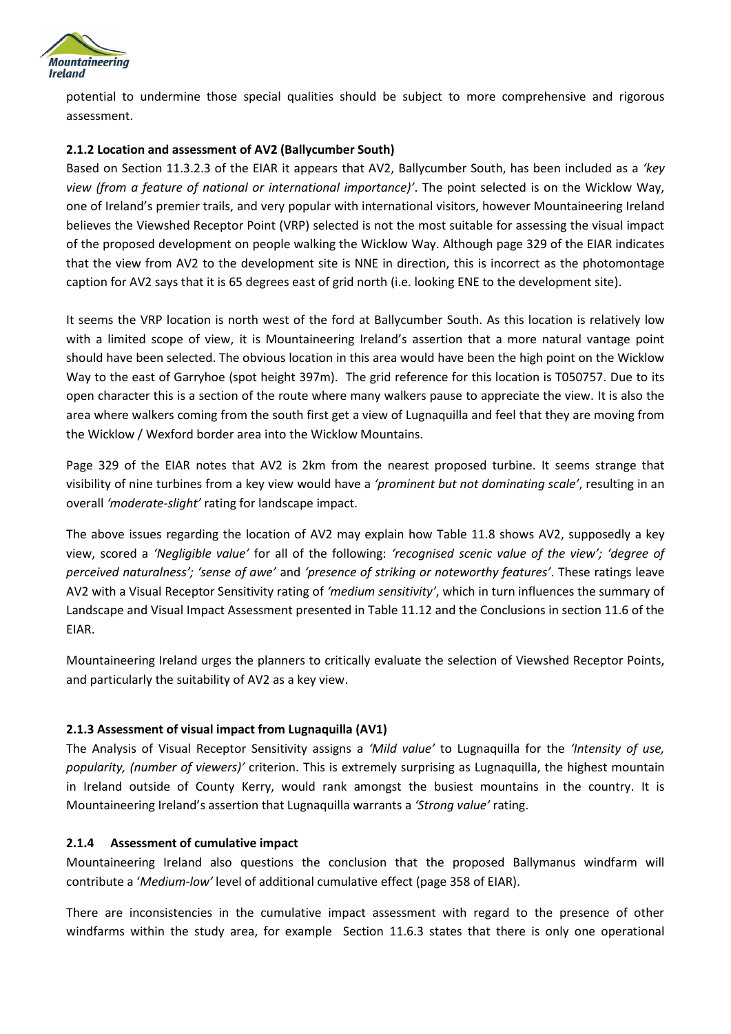potential to undermine those special qualities should be subject to more comprehensive and rigorous assessment.

### 2.1.2 Location and assessment of AV2 (Ballycumber South)

Based on Section 11.3.2.3 of the EIAR it appears that AV2, Ballycumber South, has been included as a *'key view (from a feature of national or international importance)'*. The point selected is on the Wicklow Way, one of Ireland's premier trails, and very popular with international visitors, however Mountaineering Ireland believes the Viewshed Receptor Point (VRP) selected is not the most suitable for assessing the visual impact of the proposed development on people walking the Wicklow Way. Although page 329 of the EIAR indicates that the view from AV2 to the development site is NNE in direction, this is incorrect as the photomontage caption for AV2 says that it is 65 degrees east of grid north (i.e. looking ENE to the development site).

It seems the VRP location is north west of the ford at Ballycumber South. As this location is relatively low with a limited scope of view, it is Mountaineering Ireland's assertion that a more natural vantage point should have been selected. The obvious location in this area would have been the high point on the Wicklow Way to the east of Garryhoe (spot height 397m). The grid reference for this location is T050757. Due to its open character this is a section of the route where many walkers pause to appreciate the view. It is also the area where walkers coming from the south first get a view of Lugnaquilla and feel that they are moving from the Wicklow / Wexford border area into the Wicklow Mountains.

Page 329 of the EIAR notes that AV2 is 2km from the nearest proposed turbine. It seems strange that visibility of nine turbines from a key view would have a *'prominent but not dominating scale'*, resulting in an overall *'moderate-slight'* rating for landscape impact.

The above issues regarding the location of AV2 may explain how Table 11.8 shows AV2, supposedly a key view, scored a *'Negligible value'* for all of the following: *'recognised scenic value of the view'; 'degree of perceived naturalness'; 'sense of awe'* and *'presence of striking or noteworthy features'*. These ratings leave AV2 with a Visual Receptor Sensitivity rating of *'medium sensitivity'*, which in turn influences the summary of Landscape and Visual Impact Assessment presented in Table 11.12 and the Conclusions in section 11.6 of the EIAR.

Mountaineering Ireland urges the planners to critically evaluate the selection of Viewshed Receptor Points, and particularly the suitability of AV2 as a key view.

### 2.1.3 Assessment of visual impact from Lugnaquilla (AV1)

The Analysis of Visual Receptor Sensitivity assigns a *'Mild value'* to Lugnaquilla for the *'Intensity of use, popularity, (number of viewers)'* criterion. This is extremely surprising as Lugnaquilla, the highest mountain in Ireland outside of County Kerry, would rank amongst the busiest mountains in the country. It is Mountaineering Ireland's assertion that Lugnaquilla warrants a *'Strong value'* rating.

### 2.1.4 Assessment of cumulative impact

Mountaineering Ireland also questions the conclusion that the proposed Ballymanus windfarm will contribute a '*Medium-low'* level of additional cumulative effect (page 358 of EIAR).

There are inconsistencies in the cumulative impact assessment with regard to the presence of other windfarms within the study area, for example Section 11.6.3 states that there is only one operational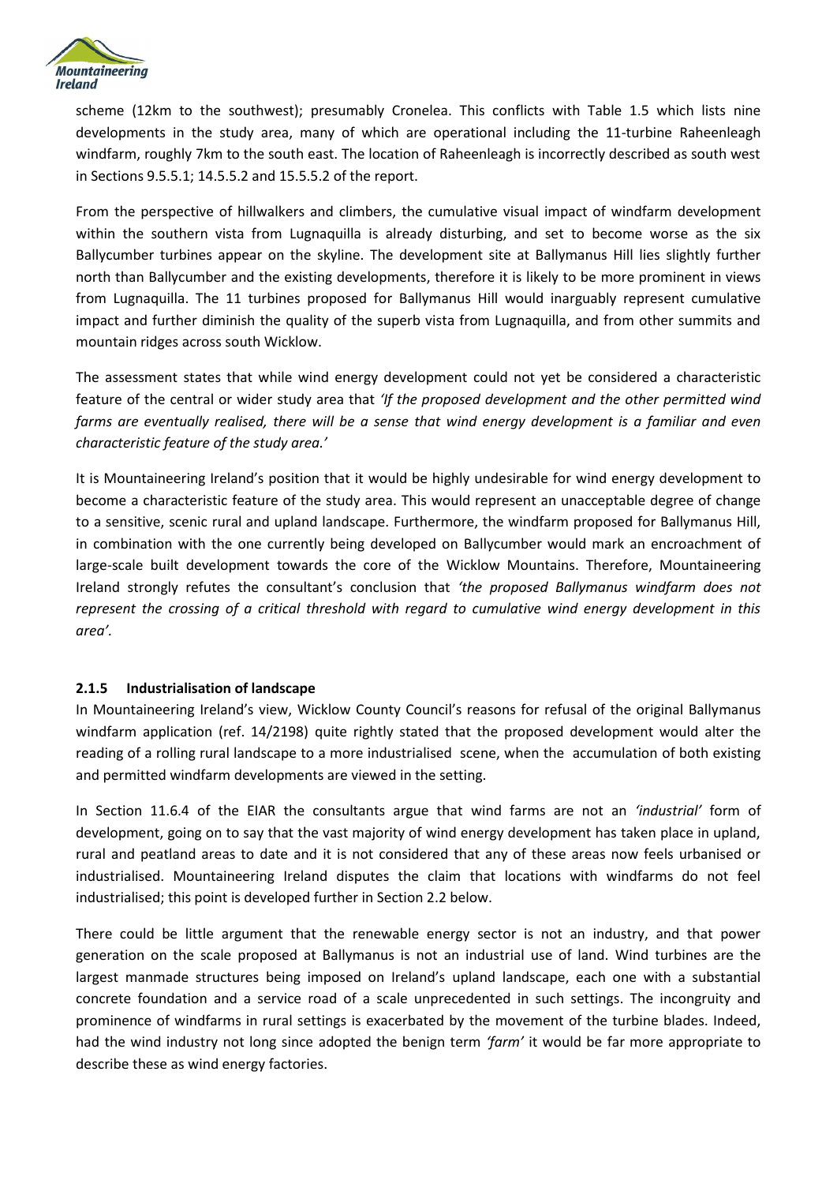scheme (12km to the southwest); presumably Cronelea. This conflicts with Table 1.5 which lists nine developments in the study area, many of which are operational including the 11-turbine Raheenleagh windfarm, roughly 7km to the south east. The location of Raheenleagh is incorrectly described as south west in Sections 9.5.5.1; 14.5.5.2 and 15.5.5.2 of the report.

From the perspective of hillwalkers and climbers, the cumulative visual impact of windfarm development within the southern vista from Lugnaquilla is already disturbing, and set to become worse as the six Ballycumber turbines appear on the skyline. The development site at Ballymanus Hill lies slightly further north than Ballycumber and the existing developments, therefore it is likely to be more prominent in views from Lugnaquilla. The 11 turbines proposed for Ballymanus Hill would inarguably represent cumulative impact and further diminish the quality of the superb vista from Lugnaquilla, and from other summits and mountain ridges across south Wicklow.

The assessment states that while wind energy development could not yet be considered a characteristic feature of the central or wider study area that *'If the proposed development and the other permitted wind farms are eventually realised, there will be a sense that wind energy development is a familiar and even characteristic feature of the study area.'*

It is Mountaineering Ireland's position that it would be highly undesirable for wind energy development to become a characteristic feature of the study area. This would represent an unacceptable degree of change to a sensitive, scenic rural and upland landscape. Furthermore, the windfarm proposed for Ballymanus Hill, in combination with the one currently being developed on Ballycumber would mark an encroachment of large-scale built development towards the core of the Wicklow Mountains. Therefore, Mountaineering Ireland strongly refutes the consultant's conclusion that *'the proposed Ballymanus windfarm does not represent the crossing of a critical threshold with regard to cumulative wind energy development in this area'*.

### 2.1.5 Industrialisation of landscape

In Mountaineering Ireland's view, Wicklow County Council's reasons for refusal of the original Ballymanus windfarm application (ref. 14/2198) quite rightly stated that the proposed development would alter the reading of a rolling rural landscape to a more industrialised scene, when the accumulation of both existing and permitted windfarm developments are viewed in the setting.

In Section 11.6.4 of the EIAR the consultants argue that wind farms are not an *'industrial'* form of development, going on to say that the vast majority of wind energy development has taken place in upland, rural and peatland areas to date and it is not considered that any of these areas now feels urbanised or industrialised. Mountaineering Ireland disputes the claim that locations with windfarms do not feel industrialised; this point is developed further in Section 2.2 below.

There could be little argument that the renewable energy sector is not an industry, and that power generation on the scale proposed at Ballymanus is not an industrial use of land. Wind turbines are the largest manmade structures being imposed on Ireland's upland landscape, each one with a substantial concrete foundation and a service road of a scale unprecedented in such settings. The incongruity and prominence of windfarms in rural settings is exacerbated by the movement of the turbine blades. Indeed, had the wind industry not long since adopted the benign term *'farm'* it would be far more appropriate to describe these as wind energy factories.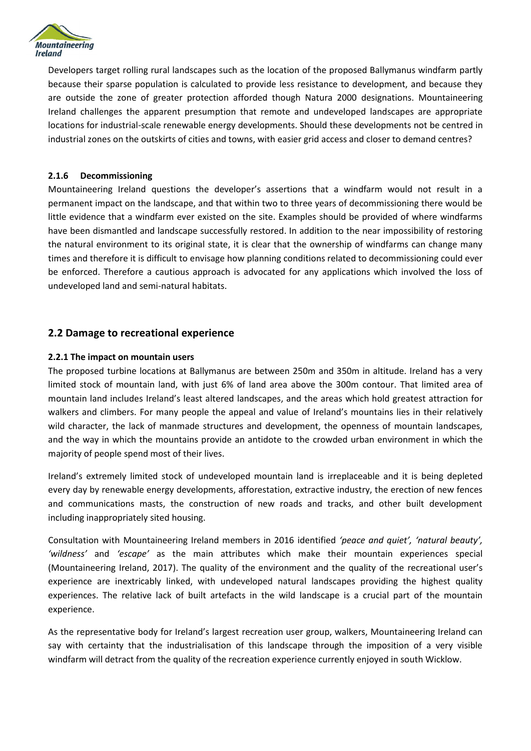Developers target rolling rural landscapes such as the location of the proposed Ballymanus windfarm partly because their sparse population is calculated to provide less resistance to development, and because they are outside the zone of greater protection afforded though Natura 2000 designations. Mountaineering Ireland challenges the apparent presumption that remote and undeveloped landscapes are appropriate locations for industrial-scale renewable energy developments. Should these developments not be centred in industrial zones on the outskirts of cities and towns, with easier grid access and closer to demand centres?

#### 2.1.6 Decommissioning

Mountaineering Ireland questions the developer's assertions that a windfarm would not result in a permanent impact on the landscape, and that within two to three years of decommissioning there would be little evidence that a windfarm ever existed on the site. Examples should be provided of where windfarms have been dismantled and landscape successfully restored. In addition to the near impossibility of restoring the natural environment to its original state, it is clear that the ownership of windfarms can change many times and therefore it is difficult to envisage how planning conditions related to decommissioning could ever be enforced. Therefore a cautious approach is advocated for any applications which involved the loss of undeveloped land and semi-natural habitats.

## 2.2 Damage to recreational experience

#### 2.2.1 The impact on mountain users

The proposed turbine locations at Ballymanus are between 250m and 350m in altitude. Ireland has a very limited stock of mountain land, with just 6% of land area above the 300m contour. That limited area of mountain land includes Ireland's least altered landscapes, and the areas which hold greatest attraction for walkers and climbers. For many people the appeal and value of Ireland's mountains lies in their relatively wild character, the lack of manmade structures and development, the openness of mountain landscapes, and the way in which the mountains provide an antidote to the crowded urban environment in which the majority of people spend most of their lives.

Ireland's extremely limited stock of undeveloped mountain land is irreplaceable and it is being depleted every day by renewable energy developments, afforestation, extractive industry, the erection of new fences and communications masts, the construction of new roads and tracks, and other built development including inappropriately sited housing.

Consultation with Mountaineering Ireland members in 2016 identified *'peace and quiet', 'natural beauty', 'wildness'* and *'escape'* as the main attributes which make their mountain experiences special (Mountaineering Ireland, 2017). The quality of the environment and the quality of the recreational user's experience are inextricably linked, with undeveloped natural landscapes providing the highest quality experiences. The relative lack of built artefacts in the wild landscape is a crucial part of the mountain experience.

As the representative body for Ireland's largest recreation user group, walkers, Mountaineering Ireland can say with certainty that the industrialisation of this landscape through the imposition of a very visible windfarm will detract from the quality of the recreation experience currently enjoyed in south Wicklow.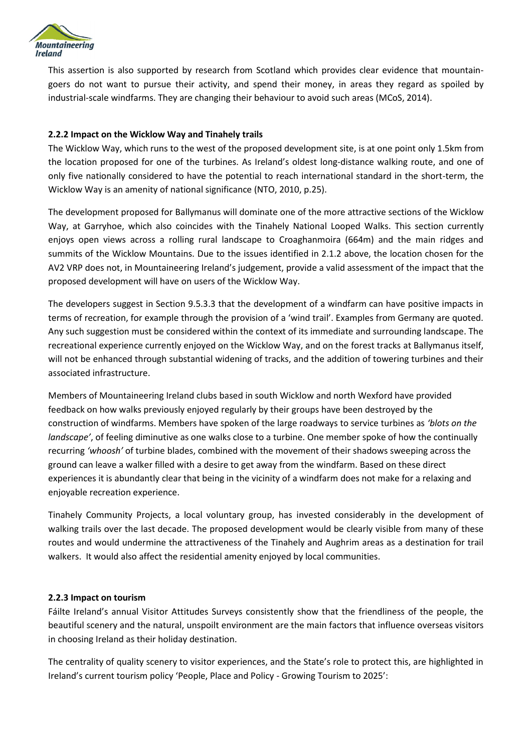This assertion is also supported by research from Scotland which provides clear evidence that mountain-goers do not want to pursue their activity, and spend their money, in areas they regard as spoiled by industrial-scale windfarms. They are changing their behaviour to avoid such areas (MCoS, 2014).

#### 2.2.2 Impact on the Wicklow Way and Tinahely trails

The Wicklow Way, which runs to the west of the proposed development site, is at one point only 1.5km from the location proposed for one of the turbines. As Ireland's oldest long-distance walking route, and one of only five nationally considered to have the potential to reach international standard in the short-term, the Wicklow Way is an amenity of national significance (NTO, 2010, p.25).

The development proposed for Ballymanus will dominate one of the more attractive sections of the Wicklow Way, at Garryhoe, which also coincides with the Tinahely National Looped Walks. This section currently enjoys open views across a rolling rural landscape to Croaghanmoira (664m) and the main ridges and summits of the Wicklow Mountains. Due to the issues identified in 2.1.2 above, the location chosen for the AV2 VRP does not, in Mountaineering Ireland's judgement, provide a valid assessment of the impact that the proposed development will have on users of the Wicklow Way.

The developers suggest in Section 9.5.3.3 that the development of a windfarm can have positive impacts in terms of recreation, for example through the provision of a 'wind trail'. Examples from Germany are quoted. Any such suggestion must be considered within the context of its immediate and surrounding landscape. The recreational experience currently enjoyed on the Wicklow Way, and on the forest tracks at Ballymanus itself, will not be enhanced through substantial widening of tracks, and the addition of towering turbines and their associated infrastructure.

Members of Mountaineering Ireland clubs based in south Wicklow and north Wexford have provided feedback on how walks previously enjoyed regularly by their groups have been destroyed by the construction of windfarms. Members have spoken of the large roadways to service turbines as *'blots on the landscape'*, of feeling diminutive as one walks close to a turbine. One member spoke of how the continually recurring *'whoosh'* of turbine blades, combined with the movement of their shadows sweeping across the ground can leave a walker filled with a desire to get away from the windfarm. Based on these direct experiences it is abundantly clear that being in the vicinity of a windfarm does not make for a relaxing and enjoyable recreation experience.

Tinahely Community Projects, a local voluntary group, has invested considerably in the development of walking trails over the last decade. The proposed development would be clearly visible from many of these routes and would undermine the attractiveness of the Tinahely and Aughrim areas as a destination for trail walkers. It would also affect the residential amenity enjoyed by local communities.

#### 2.2.3 Impact on tourism

Fáilte Ireland's annual Visitor Attitudes Surveys consistently show that the friendliness of the people, the beautiful scenery and the natural, unspoilt environment are the main factors that influence overseas visitors in choosing Ireland as their holiday destination.

The centrality of quality scenery to visitor experiences, and the State's role to protect this, are highlighted in Ireland's current tourism policy 'People, Place and Policy - Growing Tourism to 2025':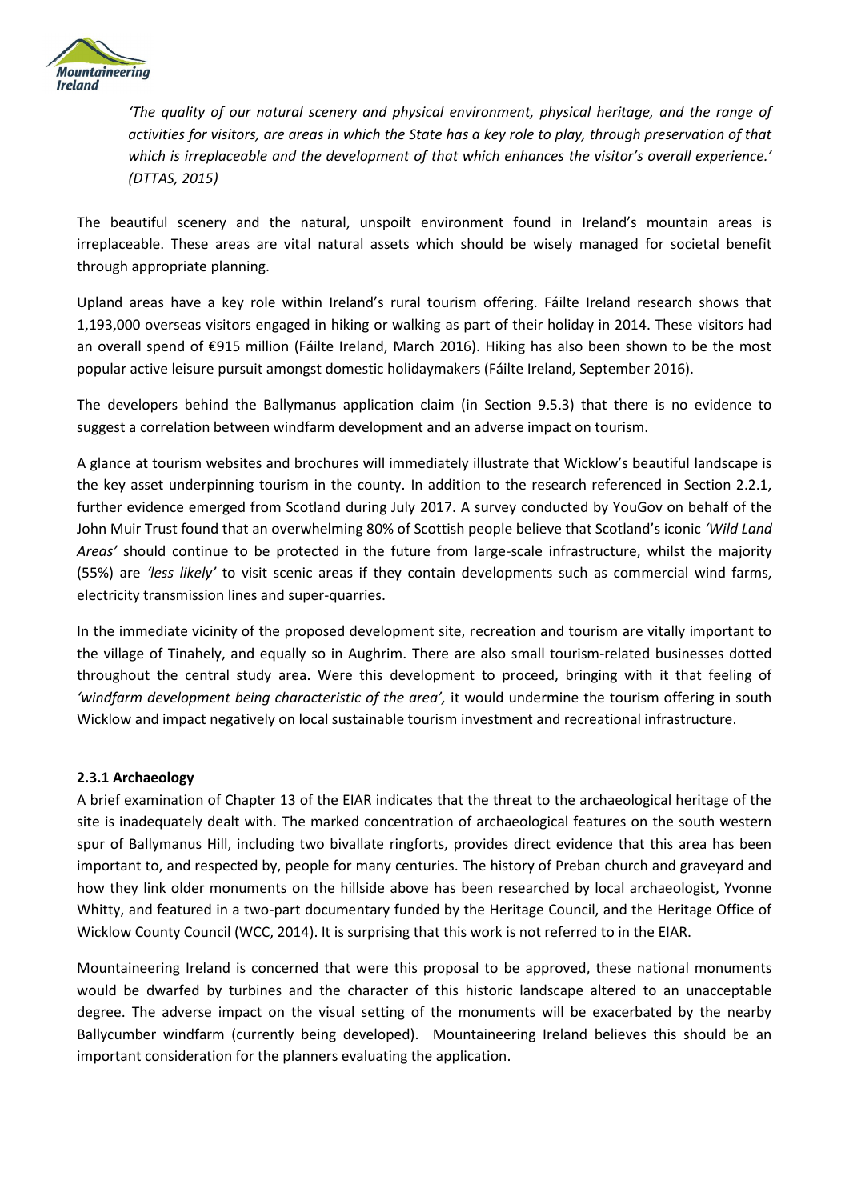*'The quality of our natural scenery and physical environment, physical heritage, and the range of activities for visitors, are areas in which the State has a key role to play, through preservation of that which is irreplaceable and the development of that which enhances the visitor's overall experience.' (DTTAS, 2015)*

The beautiful scenery and the natural, unspoilt environment found in Ireland's mountain areas is irreplaceable. These areas are vital natural assets which should be wisely managed for societal benefit through appropriate planning.

Upland areas have a key role within Ireland's rural tourism offering. Fáilte Ireland research shows that 1,193,000 overseas visitors engaged in hiking or walking as part of their holiday in 2014. These visitors had an overall spend of €915 million (Fáilte Ireland, March 2016). Hiking has also been shown to be the most popular active leisure pursuit amongst domestic holidaymakers (Fáilte Ireland, September 2016).

The developers behind the Ballymanus application claim (in Section 9.5.3) that there is no evidence to suggest a correlation between windfarm development and an adverse impact on tourism.

A glance at tourism websites and brochures will immediately illustrate that Wicklow's beautiful landscape is the key asset underpinning tourism in the county. In addition to the research referenced in Section 2.2.1, further evidence emerged from Scotland during July 2017. A survey conducted by YouGov on behalf of the John Muir Trust found that an overwhelming 80% of Scottish people believe that Scotland's iconic *'Wild Land Areas'* should continue to be protected in the future from large-scale infrastructure, whilst the majority (55%) are *'less likely'* to visit scenic areas if they contain developments such as commercial wind farms, electricity transmission lines and super-quarries.

In the immediate vicinity of the proposed development site, recreation and tourism are vitally important to the village of Tinahely, and equally so in Aughrim. There are also small tourism-related businesses dotted throughout the central study area. Were this development to proceed, bringing with it that feeling of *'windfarm development being characteristic of the area',* it would undermine the tourism offering in south Wicklow and impact negatively on local sustainable tourism investment and recreational infrastructure.

### 2.3.1 Archaeology

A brief examination of Chapter 13 of the EIAR indicates that the threat to the archaeological heritage of the site is inadequately dealt with. The marked concentration of archaeological features on the south western spur of Ballymanus Hill, including two bivallate ringforts, provides direct evidence that this area has been important to, and respected by, people for many centuries. The history of Preban church and graveyard and how they link older monuments on the hillside above has been researched by local archaeologist, Yvonne Whitty, and featured in a two-part documentary funded by the Heritage Council, and the Heritage Office of Wicklow County Council (WCC, 2014). It is surprising that this work is not referred to in the EIAR.

Mountaineering Ireland is concerned that were this proposal to be approved, these national monuments would be dwarfed by turbines and the character of this historic landscape altered to an unacceptable degree. The adverse impact on the visual setting of the monuments will be exacerbated by the nearby Ballycumber windfarm (currently being developed). Mountaineering Ireland believes this should be an important consideration for the planners evaluating the application.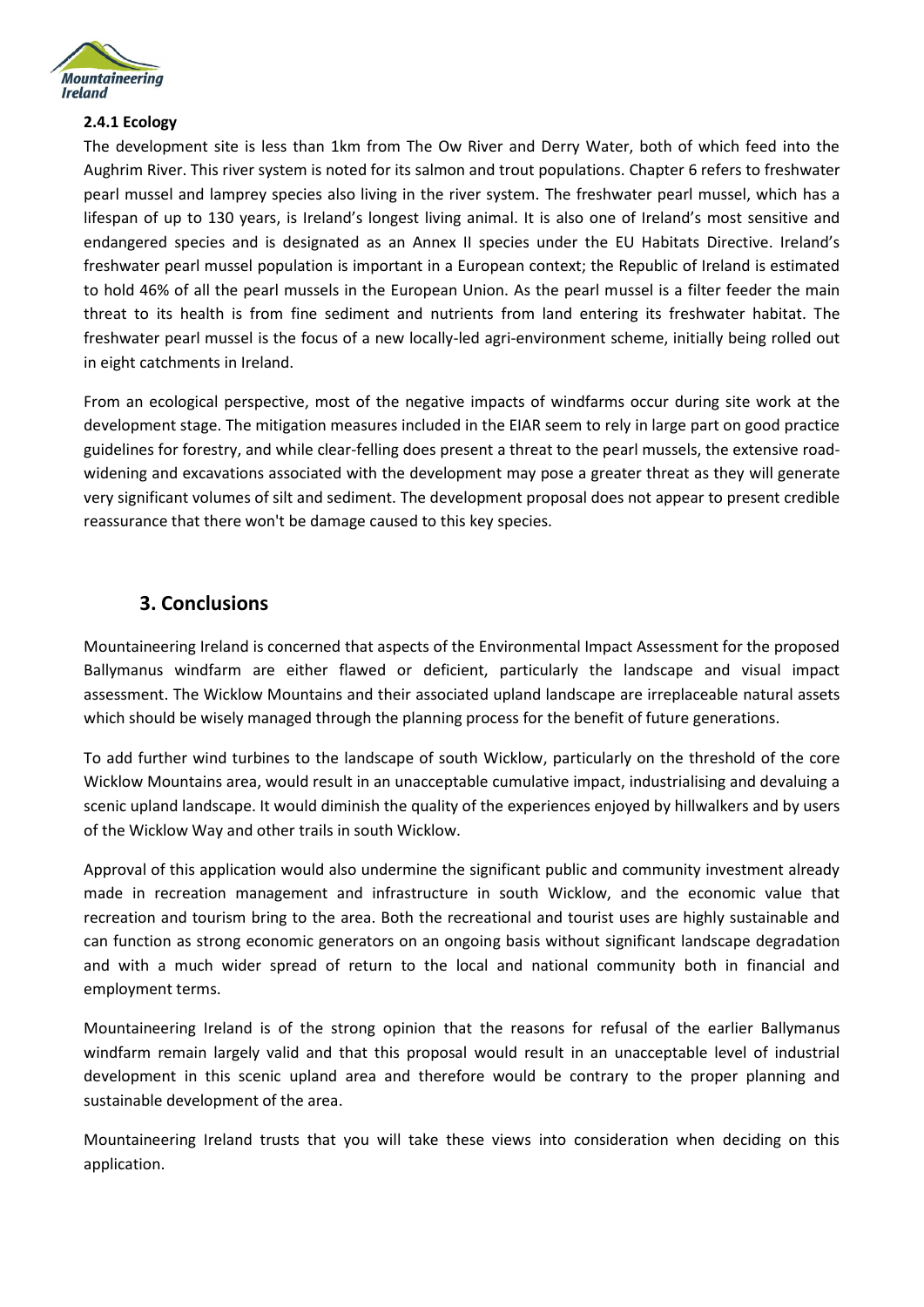#### 2.4.1 Ecology

The development site is less than 1km from The Ow River and Derry Water, both of which feed into the Aughrim River. This river system is noted for its salmon and trout populations. Chapter 6 refers to freshwater pearl mussel and lamprey species also living in the river system. The freshwater pearl mussel, which has a lifespan of up to 130 years, is Ireland's longest living animal. It is also one of Ireland's most sensitive and endangered species and is designated as an Annex II species under the EU Habitats Directive. Ireland's freshwater pearl mussel population is important in a European context; the Republic of Ireland is estimated to hold 46% of all the pearl mussels in the European Union. As the pearl mussel is a filter feeder the main threat to its health is from fine sediment and nutrients from land entering its freshwater habitat. The freshwater pearl mussel is the focus of a new locally-led agri-environment scheme, initially being rolled out in eight catchments in Ireland.

From an ecological perspective, most of the negative impacts of windfarms occur during site work at the development stage. The mitigation measures included in the EIAR seem to rely in large part on good practice guidelines for forestry, and while clear-felling does present a threat to the pearl mussels, the extensive road-widening and excavations associated with the development may pose a greater threat as they will generate very significant volumes of silt and sediment. The development proposal does not appear to present credible reassurance that there won't be damage caused to this key species.

## 3. Conclusions

Mountaineering Ireland is concerned that aspects of the Environmental Impact Assessment for the proposed Ballymanus windfarm are either flawed or deficient, particularly the landscape and visual impact assessment. The Wicklow Mountains and their associated upland landscape are irreplaceable natural assets which should be wisely managed through the planning process for the benefit of future generations.

To add further wind turbines to the landscape of south Wicklow, particularly on the threshold of the core Wicklow Mountains area, would result in an unacceptable cumulative impact, industrialising and devaluing a scenic upland landscape. It would diminish the quality of the experiences enjoyed by hillwalkers and by users of the Wicklow Way and other trails in south Wicklow.

Approval of this application would also undermine the significant public and community investment already made in recreation management and infrastructure in south Wicklow, and the economic value that recreation and tourism bring to the area. Both the recreational and tourist uses are highly sustainable and can function as strong economic generators on an ongoing basis without significant landscape degradation and with a much wider spread of return to the local and national community both in financial and employment terms.

Mountaineering Ireland is of the strong opinion that the reasons for refusal of the earlier Ballymanus windfarm remain largely valid and that this proposal would result in an unacceptable level of industrial development in this scenic upland area and therefore would be contrary to the proper planning and sustainable development of the area.

Mountaineering Ireland trusts that you will take these views into consideration when deciding on this application.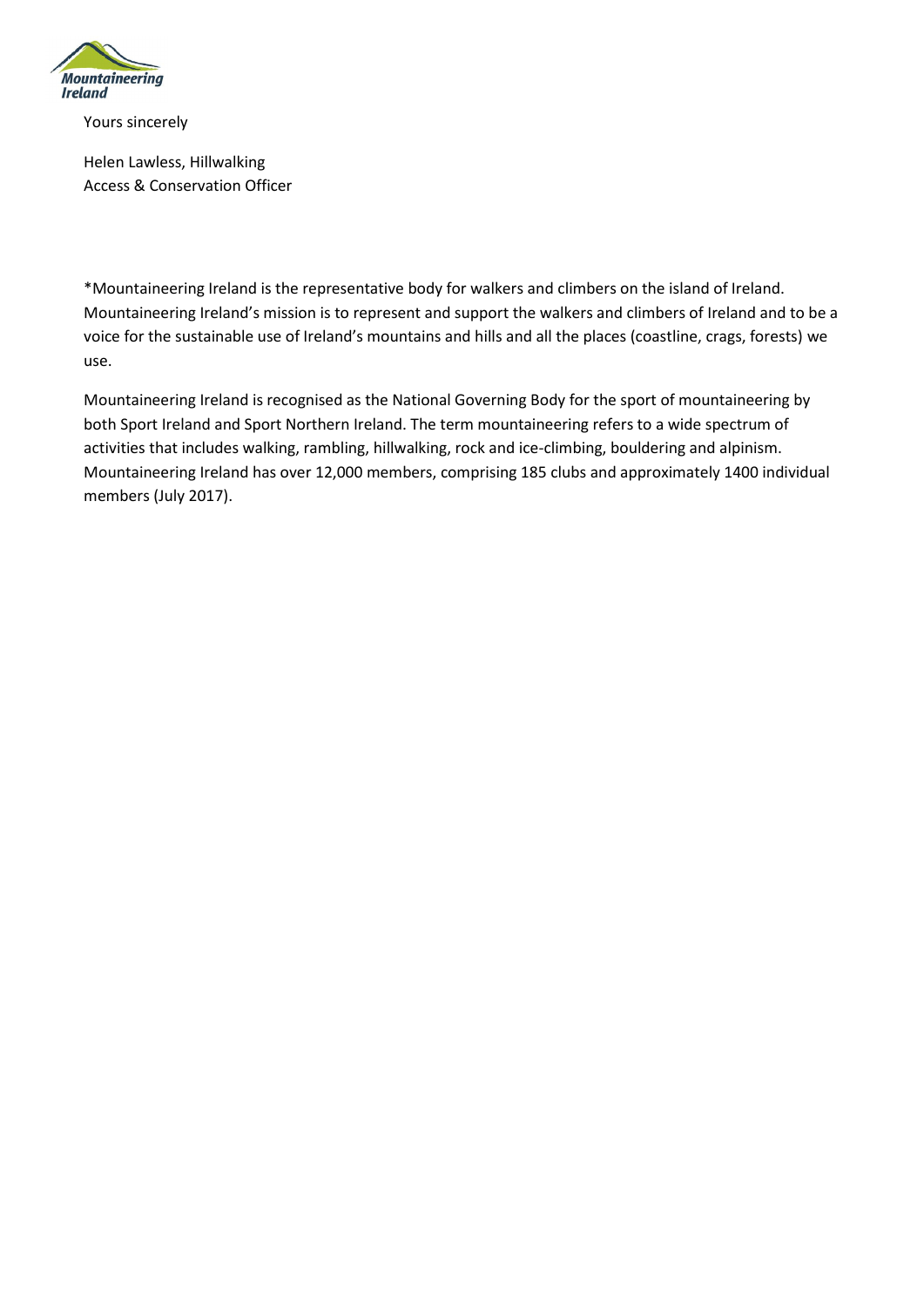Yours sincerely

Helen Lawless, Hillwalking
Access & Conservation Officer

*Mountaineering Ireland is the representative body for walkers and climbers on the island of Ireland. Mountaineering Ireland's mission is to represent and support the walkers and climbers of Ireland and to be a voice for the sustainable use of Ireland's mountains and hills and all the places (coastline, crags, forests) we use.

Mountaineering Ireland is recognised as the National Governing Body for the sport of mountaineering by both Sport Ireland and Sport Northern Ireland. The term mountaineering refers to a wide spectrum of activities that includes walking, rambling, hillwalking, rock and ice-climbing, bouldering and alpinism. Mountaineering Ireland has over 12,000 members, comprising 185 clubs and approximately 1400 individual members (July 2017).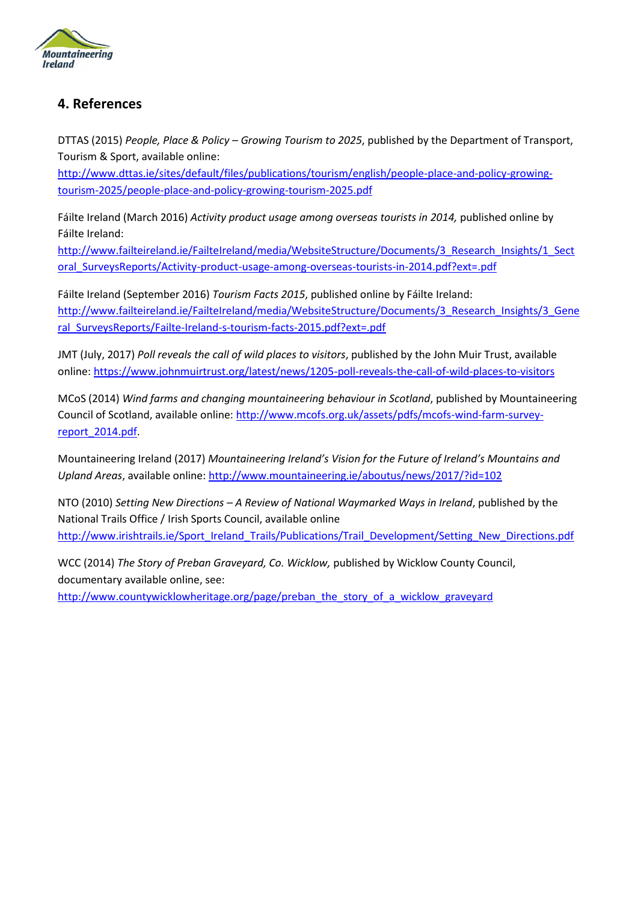## 4. References

DTTAS (2015) *People, Place & Policy – Growing Tourism to 2025*, published by the Department of Transport, Tourism & Sport, available online: http://www.dttas.ie/sites/default/files/publications/tourism/english/people-place-and-policy-growing-tourism-2025/people-place-and-policy-growing-tourism-2025.pdf

Fáilte Ireland (March 2016) *Activity product usage among overseas tourists in 2014,* published online by Fáilte Ireland: http://www.failteireland.ie/FailteIreland/media/WebsiteStructure/Documents/3_Research_Insights/1_Sectoral_SurveysReports/Activity-product-usage-among-overseas-tourists-in-2014.pdf?ext=.pdf

Fáilte Ireland (September 2016) *Tourism Facts 2015*, published online by Fáilte Ireland: http://www.failteireland.ie/FailteIreland/media/WebsiteStructure/Documents/3_Research_Insights/3_General_SurveysReports/Failte-Ireland-s-tourism-facts-2015.pdf?ext=.pdf

JMT (July, 2017) *Poll reveals the call of wild places to visitors*, published by the John Muir Trust, available online: https://www.johnmuirtrust.org/latest/news/1205-poll-reveals-the-call-of-wild-places-to-visitors

MCoS (2014) *Wind farms and changing mountaineering behaviour in Scotland*, published by Mountaineering Council of Scotland, available online: http://www.mcofs.org.uk/assets/pdfs/mcofs-wind-farm-survey-report_2014.pdf.

Mountaineering Ireland (2017) *Mountaineering Ireland's Vision for the Future of Ireland's Mountains and Upland Areas*, available online: http://www.mountaineering.ie/aboutus/news/2017/?id=102

NTO (2010) *Setting New Directions – A Review of National Waymarked Ways in Ireland*, published by the National Trails Office / Irish Sports Council, available online http://www.irishtrails.ie/Sport_Ireland_Trails/Publications/Trail_Development/Setting_New_Directions.pdf

WCC (2014) *The Story of Preban Graveyard, Co. Wicklow,* published by Wicklow County Council, documentary available online, see: http://www.countywicklowheritage.org/page/preban_the_story_of_a_wicklow_graveyard